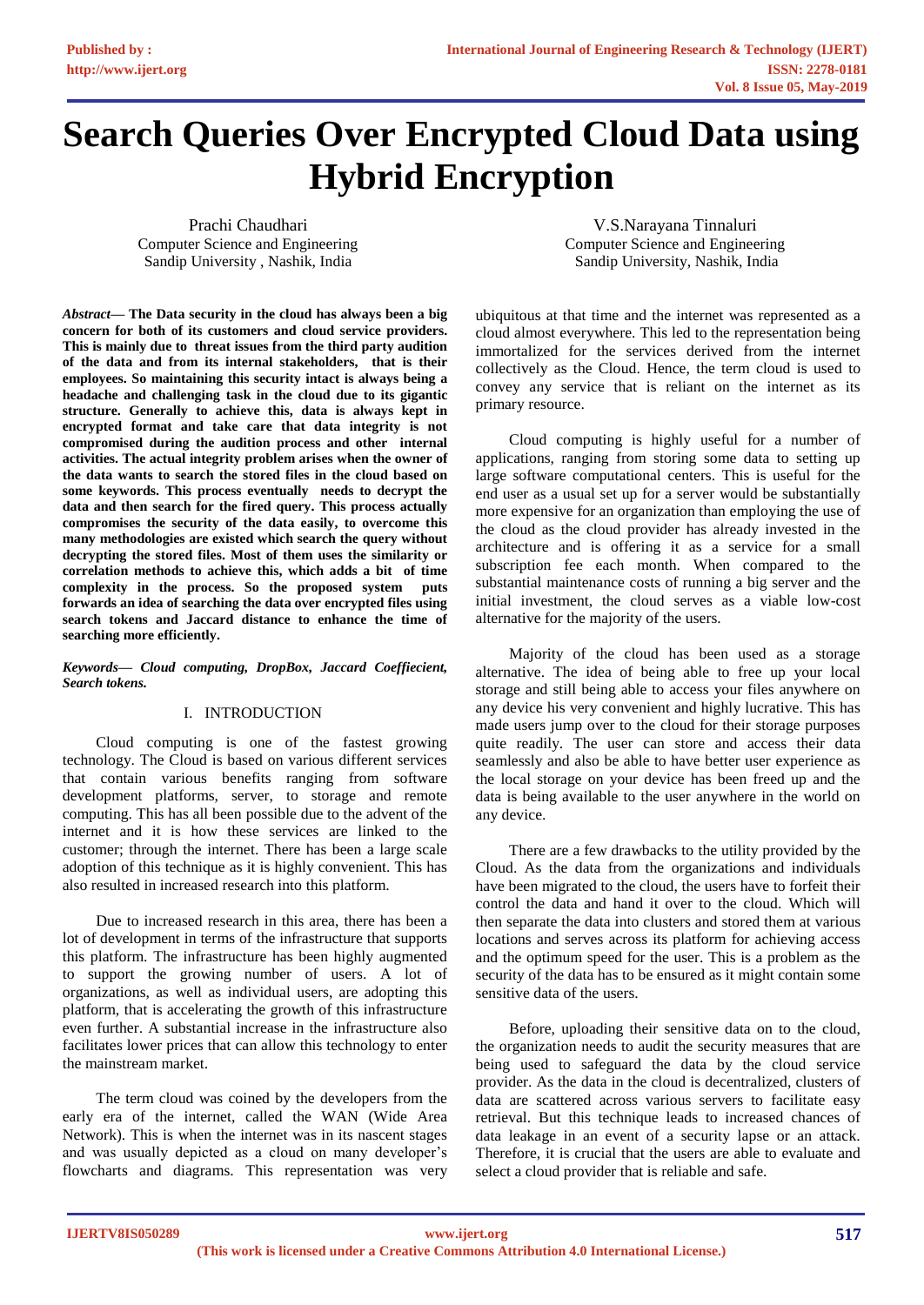# Search Queries Over Encrypted Cloud Data using Hybrid Encryption

Prachi Chaudhari
Computer Science and Engineering
Sandip University , Nashik, India

V.S.Narayana Tinnaluri
Computer Science and Engineering
Sandip University, Nashik, India

***Abstract*— The Data security in the cloud has always been a big concern for both of its customers and cloud service providers. This is mainly due to threat issues from the third party audition of the data and from its internal stakeholders, that is their employees. So maintaining this security intact is always being a headache and challenging task in the cloud due to its gigantic structure. Generally to achieve this, data is always kept in encrypted format and take care that data integrity is not compromised during the audition process and other internal activities. The actual integrity problem arises when the owner of the data wants to search the stored files in the cloud based on some keywords. This process eventually needs to decrypt the data and then search for the fired query. This process actually compromises the security of the data easily, to overcome this many methodologies are existed which search the query without decrypting the stored files. Most of them uses the similarity or correlation methods to achieve this, which adds a bit of time complexity in the process. So the proposed system puts forwards an idea of searching the data over encrypted files using search tokens and Jaccard distance to enhance the time of searching more efficiently.**

***Keywords*— *Cloud computing, DropBox, Jaccard Coeffiecient, Search tokens.***

## I. INTRODUCTION

Cloud computing is one of the fastest growing technology. The Cloud is based on various different services that contain various benefits ranging from software development platforms, server, to storage and remote computing. This has all been possible due to the advent of the internet and it is how these services are linked to the customer; through the internet. There has been a large scale adoption of this technique as it is highly convenient. This has also resulted in increased research into this platform.

Due to increased research in this area, there has been a lot of development in terms of the infrastructure that supports this platform. The infrastructure has been highly augmented to support the growing number of users. A lot of organizations, as well as individual users, are adopting this platform, that is accelerating the growth of this infrastructure even further. A substantial increase in the infrastructure also facilitates lower prices that can allow this technology to enter the mainstream market.

The term cloud was coined by the developers from the early era of the internet, called the WAN (Wide Area Network). This is when the internet was in its nascent stages and was usually depicted as a cloud on many developer's flowcharts and diagrams. This representation was very ubiquitous at that time and the internet was represented as a cloud almost everywhere. This led to the representation being immortalized for the services derived from the internet collectively as the Cloud. Hence, the term cloud is used to convey any service that is reliant on the internet as its primary resource.

Cloud computing is highly useful for a number of applications, ranging from storing some data to setting up large software computational centers. This is useful for the end user as a usual set up for a server would be substantially more expensive for an organization than employing the use of the cloud as the cloud provider has already invested in the architecture and is offering it as a service for a small subscription fee each month. When compared to the substantial maintenance costs of running a big server and the initial investment, the cloud serves as a viable low-cost alternative for the majority of the users.

Majority of the cloud has been used as a storage alternative. The idea of being able to free up your local storage and still being able to access your files anywhere on any device his very convenient and highly lucrative. This has made users jump over to the cloud for their storage purposes quite readily. The user can store and access their data seamlessly and also be able to have better user experience as the local storage on your device has been freed up and the data is being available to the user anywhere in the world on any device.

There are a few drawbacks to the utility provided by the Cloud. As the data from the organizations and individuals have been migrated to the cloud, the users have to forfeit their control the data and hand it over to the cloud. Which will then separate the data into clusters and stored them at various locations and serves across its platform for achieving access and the optimum speed for the user. This is a problem as the security of the data has to be ensured as it might contain some sensitive data of the users.

Before, uploading their sensitive data on to the cloud, the organization needs to audit the security measures that are being used to safeguard the data by the cloud service provider. As the data in the cloud is decentralized, clusters of data are scattered across various servers to facilitate easy retrieval. But this technique leads to increased chances of data leakage in an event of a security lapse or an attack. Therefore, it is crucial that the users are able to evaluate and select a cloud provider that is reliable and safe.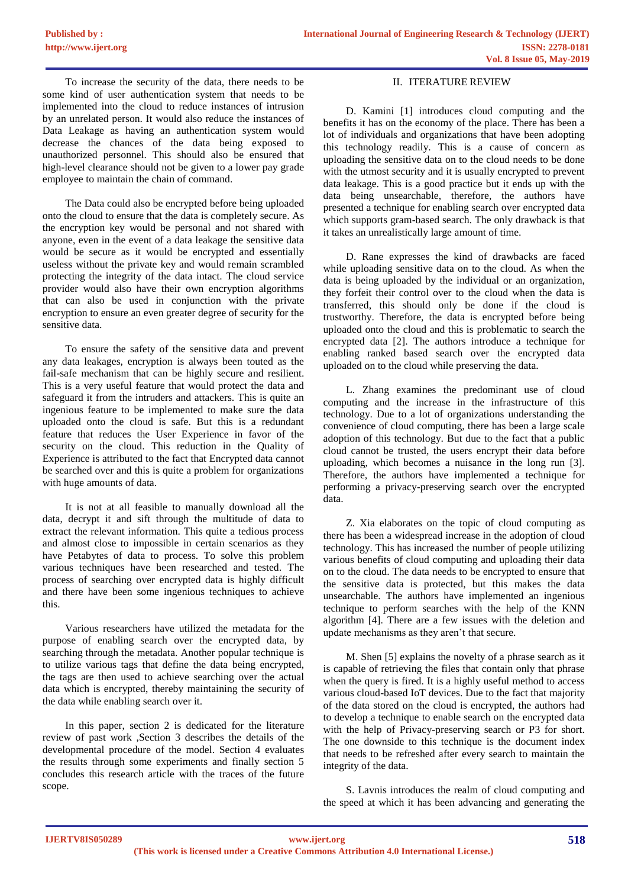To increase the security of the data, there needs to be some kind of user authentication system that needs to be implemented into the cloud to reduce instances of intrusion by an unrelated person. It would also reduce the instances of Data Leakage as having an authentication system would decrease the chances of the data being exposed to unauthorized personnel. This should also be ensured that high-level clearance should not be given to a lower pay grade employee to maintain the chain of command.

The Data could also be encrypted before being uploaded onto the cloud to ensure that the data is completely secure. As the encryption key would be personal and not shared with anyone, even in the event of a data leakage the sensitive data would be secure as it would be encrypted and essentially useless without the private key and would remain scrambled protecting the integrity of the data intact. The cloud service provider would also have their own encryption algorithms that can also be used in conjunction with the private encryption to ensure an even greater degree of security for the sensitive data.

To ensure the safety of the sensitive data and prevent any data leakages, encryption is always been touted as the fail-safe mechanism that can be highly secure and resilient. This is a very useful feature that would protect the data and safeguard it from the intruders and attackers. This is quite an ingenious feature to be implemented to make sure the data uploaded onto the cloud is safe. But this is a redundant feature that reduces the User Experience in favor of the security on the cloud. This reduction in the Quality of Experience is attributed to the fact that Encrypted data cannot be searched over and this is quite a problem for organizations with huge amounts of data.

It is not at all feasible to manually download all the data, decrypt it and sift through the multitude of data to extract the relevant information. This quite a tedious process and almost close to impossible in certain scenarios as they have Petabytes of data to process. To solve this problem various techniques have been researched and tested. The process of searching over encrypted data is highly difficult and there have been some ingenious techniques to achieve this.

Various researchers have utilized the metadata for the purpose of enabling search over the encrypted data, by searching through the metadata. Another popular technique is to utilize various tags that define the data being encrypted, the tags are then used to achieve searching over the actual data which is encrypted, thereby maintaining the security of the data while enabling search over it.

In this paper, section 2 is dedicated for the literature review of past work ,Section 3 describes the details of the developmental procedure of the model. Section 4 evaluates the results through some experiments and finally section 5 concludes this research article with the traces of the future scope.

## II. ITERATURE REVIEW

D. Kamini [1] introduces cloud computing and the benefits it has on the economy of the place. There has been a lot of individuals and organizations that have been adopting this technology readily. This is a cause of concern as uploading the sensitive data on to the cloud needs to be done with the utmost security and it is usually encrypted to prevent data leakage. This is a good practice but it ends up with the data being unsearchable, therefore, the authors have presented a technique for enabling search over encrypted data which supports gram-based search. The only drawback is that it takes an unrealistically large amount of time.

D. Rane expresses the kind of drawbacks are faced while uploading sensitive data on to the cloud. As when the data is being uploaded by the individual or an organization, they forfeit their control over to the cloud when the data is transferred, this should only be done if the cloud is trustworthy. Therefore, the data is encrypted before being uploaded onto the cloud and this is problematic to search the encrypted data [2]. The authors introduce a technique for enabling ranked based search over the encrypted data uploaded on to the cloud while preserving the data.

L. Zhang examines the predominant use of cloud computing and the increase in the infrastructure of this technology. Due to a lot of organizations understanding the convenience of cloud computing, there has been a large scale adoption of this technology. But due to the fact that a public cloud cannot be trusted, the users encrypt their data before uploading, which becomes a nuisance in the long run [3]. Therefore, the authors have implemented a technique for performing a privacy-preserving search over the encrypted data.

Z. Xia elaborates on the topic of cloud computing as there has been a widespread increase in the adoption of cloud technology. This has increased the number of people utilizing various benefits of cloud computing and uploading their data on to the cloud. The data needs to be encrypted to ensure that the sensitive data is protected, but this makes the data unsearchable. The authors have implemented an ingenious technique to perform searches with the help of the KNN algorithm [4]. There are a few issues with the deletion and update mechanisms as they aren't that secure.

M. Shen [5] explains the novelty of a phrase search as it is capable of retrieving the files that contain only that phrase when the query is fired. It is a highly useful method to access various cloud-based IoT devices. Due to the fact that majority of the data stored on the cloud is encrypted, the authors had to develop a technique to enable search on the encrypted data with the help of Privacy-preserving search or P3 for short. The one downside to this technique is the document index that needs to be refreshed after every search to maintain the integrity of the data.

S. Lavnis introduces the realm of cloud computing and the speed at which it has been advancing and generating the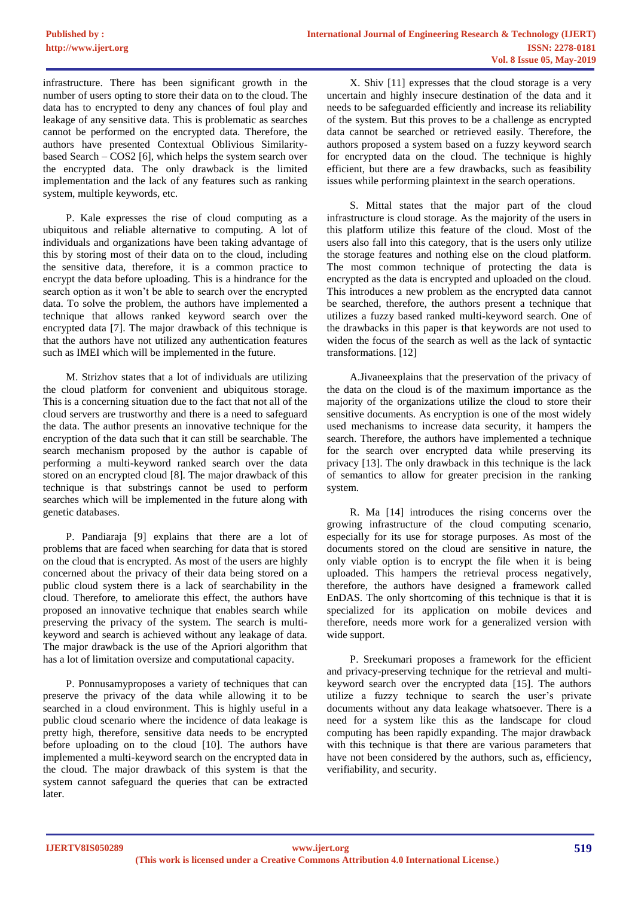infrastructure. There has been significant growth in the number of users opting to store their data on to the cloud. The data has to encrypted to deny any chances of foul play and leakage of any sensitive data. This is problematic as searches cannot be performed on the encrypted data. Therefore, the authors have presented Contextual Oblivious Similarity-based Search – COS2 [6], which helps the system search over the encrypted data. The only drawback is the limited implementation and the lack of any features such as ranking system, multiple keywords, etc.

P. Kale expresses the rise of cloud computing as a ubiquitous and reliable alternative to computing. A lot of individuals and organizations have been taking advantage of this by storing most of their data on to the cloud, including the sensitive data, therefore, it is a common practice to encrypt the data before uploading. This is a hindrance for the search option as it won't be able to search over the encrypted data. To solve the problem, the authors have implemented a technique that allows ranked keyword search over the encrypted data [7]. The major drawback of this technique is that the authors have not utilized any authentication features such as IMEI which will be implemented in the future.

M. Strizhov states that a lot of individuals are utilizing the cloud platform for convenient and ubiquitous storage. This is a concerning situation due to the fact that not all of the cloud servers are trustworthy and there is a need to safeguard the data. The author presents an innovative technique for the encryption of the data such that it can still be searchable. The search mechanism proposed by the author is capable of performing a multi-keyword ranked search over the data stored on an encrypted cloud [8]. The major drawback of this technique is that substrings cannot be used to perform searches which will be implemented in the future along with genetic databases.

P. Pandiaraja [9] explains that there are a lot of problems that are faced when searching for data that is stored on the cloud that is encrypted. As most of the users are highly concerned about the privacy of their data being stored on a public cloud system there is a lack of searchability in the cloud. Therefore, to ameliorate this effect, the authors have proposed an innovative technique that enables search while preserving the privacy of the system. The search is multi-keyword and search is achieved without any leakage of data. The major drawback is the use of the Apriori algorithm that has a lot of limitation oversize and computational capacity.

P. Ponnusamyproposes a variety of techniques that can preserve the privacy of the data while allowing it to be searched in a cloud environment. This is highly useful in a public cloud scenario where the incidence of data leakage is pretty high, therefore, sensitive data needs to be encrypted before uploading on to the cloud [10]. The authors have implemented a multi-keyword search on the encrypted data in the cloud. The major drawback of this system is that the system cannot safeguard the queries that can be extracted later.

X. Shiv [11] expresses that the cloud storage is a very uncertain and highly insecure destination of the data and it needs to be safeguarded efficiently and increase its reliability of the system. But this proves to be a challenge as encrypted data cannot be searched or retrieved easily. Therefore, the authors proposed a system based on a fuzzy keyword search for encrypted data on the cloud. The technique is highly efficient, but there are a few drawbacks, such as feasibility issues while performing plaintext in the search operations.

S. Mittal states that the major part of the cloud infrastructure is cloud storage. As the majority of the users in this platform utilize this feature of the cloud. Most of the users also fall into this category, that is the users only utilize the storage features and nothing else on the cloud platform. The most common technique of protecting the data is encrypted as the data is encrypted and uploaded on the cloud. This introduces a new problem as the encrypted data cannot be searched, therefore, the authors present a technique that utilizes a fuzzy based ranked multi-keyword search. One of the drawbacks in this paper is that keywords are not used to widen the focus of the search as well as the lack of syntactic transformations. [12]

A.Jivaneexplains that the preservation of the privacy of the data on the cloud is of the maximum importance as the majority of the organizations utilize the cloud to store their sensitive documents. As encryption is one of the most widely used mechanisms to increase data security, it hampers the search. Therefore, the authors have implemented a technique for the search over encrypted data while preserving its privacy [13]. The only drawback in this technique is the lack of semantics to allow for greater precision in the ranking system.

R. Ma [14] introduces the rising concerns over the growing infrastructure of the cloud computing scenario, especially for its use for storage purposes. As most of the documents stored on the cloud are sensitive in nature, the only viable option is to encrypt the file when it is being uploaded. This hampers the retrieval process negatively, therefore, the authors have designed a framework called EnDAS. The only shortcoming of this technique is that it is specialized for its application on mobile devices and therefore, needs more work for a generalized version with wide support.

P. Sreekumari proposes a framework for the efficient and privacy-preserving technique for the retrieval and multi-keyword search over the encrypted data [15]. The authors utilize a fuzzy technique to search the user's private documents without any data leakage whatsoever. There is a need for a system like this as the landscape for cloud computing has been rapidly expanding. The major drawback with this technique is that there are various parameters that have not been considered by the authors, such as, efficiency, verifiability, and security.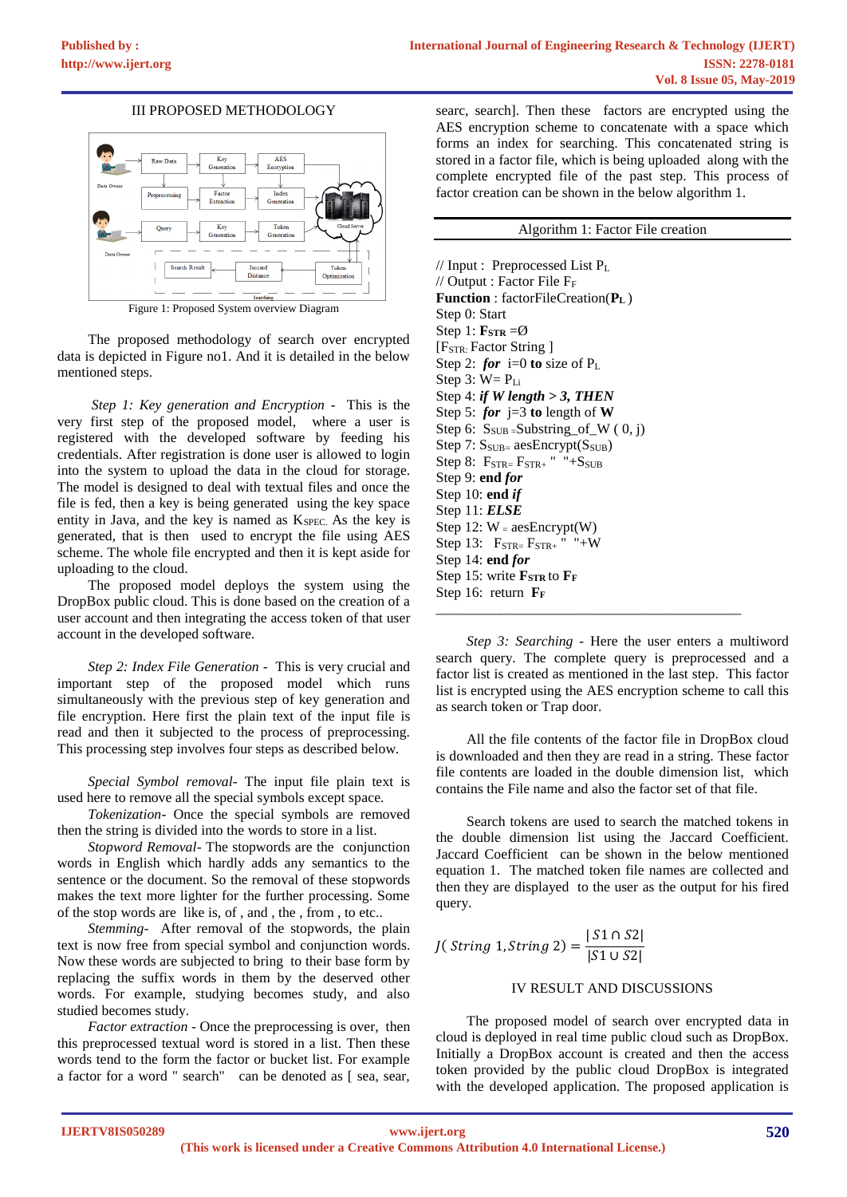## III PROPOSED METHODOLOGY

Figure 1: Proposed System overview Diagram

The proposed methodology of search over encrypted data is depicted in Figure no1. And it is detailed in the below mentioned steps.

*Step 1: Key generation and Encryption* - This is the very first step of the proposed model, where a user is registered with the developed software by feeding his credentials. After registration is done user is allowed to login into the system to upload the data in the cloud for storage. The model is designed to deal with textual files and once the file is fed, then a key is being generated using the key space entity in Java, and the key is named as $K_{SPEC.}$ As the key is generated, that is then used to encrypt the file using AES scheme. The whole file encrypted and then it is kept aside for uploading to the cloud.

The proposed model deploys the system using the DropBox public cloud. This is done based on the creation of a user account and then integrating the access token of that user account in the developed software.

*Step 2: Index File Generation* - This is very crucial and important step of the proposed model which runs simultaneously with the previous step of key generation and file encryption. Here first the plain text of the input file is read and then it subjected to the process of preprocessing. This processing step involves four steps as described below.

*Special Symbol removal*- The input file plain text is used here to remove all the special symbols except space.

*Tokenization*- Once the special symbols are removed then the string is divided into the words to store in a list.

*Stopword Removal*- The stopwords are the conjunction words in English which hardly adds any semantics to the sentence or the document. So the removal of these stopwords makes the text more lighter for the further processing. Some of the stop words are like is, of , and , the , from , to etc..

*Stemming*- After removal of the stopwords, the plain text is now free from special symbol and conjunction words. Now these words are subjected to bring to their base form by replacing the suffix words in them by the deserved other words. For example, studying becomes study, and also studied becomes study.

*Factor extraction* - Once the preprocessing is over, then this preprocessed textual word is stored in a list. Then these words tend to the form the factor or bucket list. For example a factor for a word " search" can be denoted as [ sea, sear, searc, search]. Then these factors are encrypted using the AES encryption scheme to concatenate with a space which forms an index for searching. This concatenated string is stored in a factor file, which is being uploaded along with the complete encrypted file of the past step. This process of factor creation can be shown in the below algorithm 1.

---

Algorithm 1: Factor File creation

---

// Input : Preprocessed List $P_L$
// Output : Factor File $F_F$
**Function** : factorFileCreation(**$P_L$**)
Step 0: Start
Step 1: **$F_{STR}$** =Ø
[$F_{STR:}$ Factor String ]
Step 2: ***for*** i=0 **to** size of $P_L$
Step 3: W= $P_{Li}$
Step 4: ***if W length > 3, THEN***
Step 5: ***for*** j=3 **to** length of **W**
Step 6: $S_{SUB}$ =Substring_of_W ( 0, j)
Step 7: $S_{SUB=}$ aesEncrypt($S_{SUB}$)
Step 8: $F_{STR=}$ $F_{STR+}$ " "+$S_{SUB}$
Step 9: **end *for***
Step 10: **end *if***
Step 11: ***ELSE***
Step 12: W = aesEncrypt(W)
Step 13: $F_{STR=}$ $F_{STR+}$ " "+W
Step 14: **end *for***
Step 15: write **$F_{STR}$** to **$F_F$**
Step 16: return **$F_F$**

---

*Step 3: Searching* - Here the user enters a multiword search query. The complete query is preprocessed and a factor list is created as mentioned in the last step. This factor list is encrypted using the AES encryption scheme to call this as search token or Trap door.

All the file contents of the factor file in DropBox cloud is downloaded and then they are read in a string. These factor file contents are loaded in the double dimension list, which contains the File name and also the factor set of that file.

Search tokens are used to search the matched tokens in the double dimension list using the Jaccard Coefficient. Jaccard Coefficient can be shown in the below mentioned equation 1. The matched token file names are collected and then they are displayed to the user as the output for his fired query.

$$J(\,String\ 1, String\ 2) = \frac{|S1 \cap S2|}{|S1 \cup S2|}$$

## IV RESULT AND DISCUSSIONS

The proposed model of search over encrypted data in cloud is deployed in real time public cloud such as DropBox. Initially a DropBox account is created and then the access token provided by the public cloud DropBox is integrated with the developed application. The proposed application is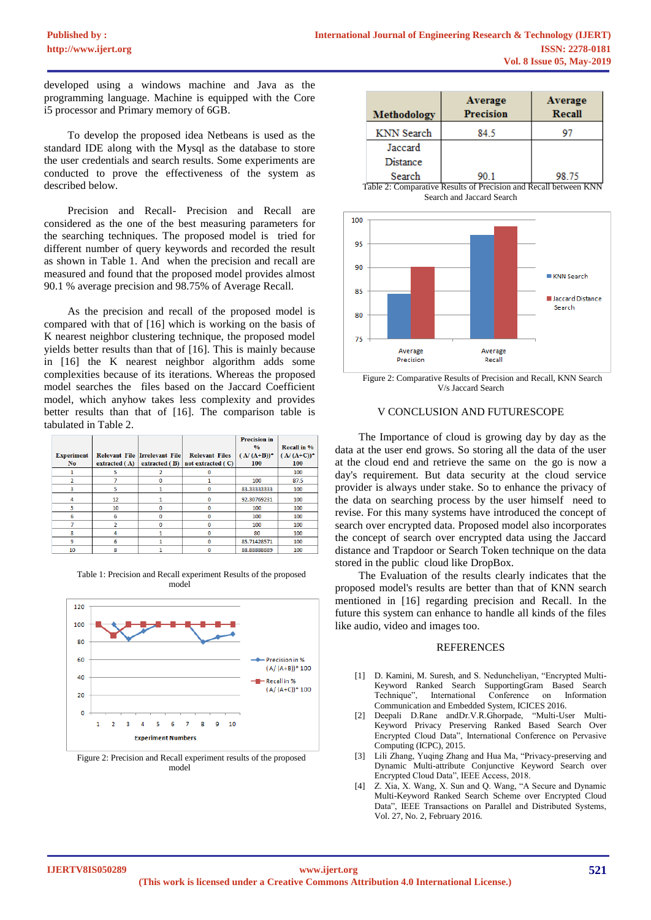developed using a windows machine and Java as the programming language. Machine is equipped with the Core i5 processor and Primary memory of 6GB.

To develop the proposed idea Netbeans is used as the standard IDE along with the Mysql as the database to store the user credentials and search results. Some experiments are conducted to prove the effectiveness of the system as described below.

Precision and Recall- Precision and Recall are considered as the one of the best measuring parameters for the searching techniques. The proposed model is tried for different number of query keywords and recorded the result as shown in Table 1. And when the precision and recall are measured and found that the proposed model provides almost 90.1 % average precision and 98.75% of Average Recall.

As the precision and recall of the proposed model is compared with that of [16] which is working on the basis of K nearest neighbor clustering technique, the proposed model yields better results than that of [16]. This is mainly because in [16] the K nearest neighbor algorithm adds some complexities because of its iterations. Whereas the proposed model searches the files based on the Jaccard Coefficient model, which anyhow takes less complexity and provides better results than that of [16]. The comparison table is tabulated in Table 2.

| Experiment No | Relevant File extracted ( A) | Irrelevant File extracted ( B) | Relevant Files not extracted ( C) | Precision in % ( A/ (A+B))* 100 | Recall in % ( A/ (A+C))* 100 |
|---|---|---|---|---|---|
| 1 | 5 | 2 | 0 |  | 100 |
| 2 | 7 | 0 | 1 | 100 | 87.5 |
| 3 | 5 | 1 | 0 | 83.33333333 | 100 |
| 4 | 12 | 1 | 0 | 92.30769231 | 100 |
| 5 | 10 | 0 | 0 | 100 | 100 |
| 6 | 6 | 0 | 0 | 100 | 100 |
| 7 | 2 | 0 | 0 | 100 | 100 |
| 8 | 4 | 1 | 0 | 80 | 100 |
| 9 | 6 | 1 | 0 | 85.71428571 | 100 |
| 10 | 8 | 1 | 0 | 88.88888889 | 100 |

Table 1: Precision and Recall experiment Results of the proposed model

Figure 2: Precision and Recall experiment results of the proposed model

| Methodology | Average Precision | Average Recall |
|---|---|---|
| KNN Search | 84.5 | 97 |
| Jaccard Distance Search | 90.1 | 98.75 |

Table 2: Comparative Results of Precision and Recall between KNN Search and Jaccard Search

Figure 2: Comparative Results of Precision and Recall, KNN Search V/s Jaccard Search

## V CONCLUSION AND FUTURESCOPE

The Importance of cloud is growing day by day as the data at the user end grows. So storing all the data of the user at the cloud end and retrieve the same on the go is now a day's requirement. But data security at the cloud service provider is always under stake. So to enhance the privacy of the data on searching process by the user himself need to revise. For this many systems have introduced the concept of search over encrypted data. Proposed model also incorporates the concept of search over encrypted data using the Jaccard distance and Trapdoor or Search Token technique on the data stored in the public cloud like DropBox.

The Evaluation of the results clearly indicates that the proposed model's results are better than that of KNN search mentioned in [16] regarding precision and Recall. In the future this system can enhance to handle all kinds of the files like audio, video and images too.

## REFERENCES

[1] D. Kamini, M. Suresh, and S. Neduncheliyan, "Encrypted Multi-Keyword Ranked Search SupportingGram Based Search Technique", International Conference on Information Communication and Embedded System, ICICES 2016.

[2] Deepali D.Rane andDr.V.R.Ghorpade, "Multi-User Multi-Keyword Privacy Preserving Ranked Based Search Over Encrypted Cloud Data", International Conference on Pervasive Computing (ICPC), 2015.

[3] Lili Zhang, Yuqing Zhang and Hua Ma, "Privacy-preserving and Dynamic Multi-attribute Conjunctive Keyword Search over Encrypted Cloud Data", IEEE Access, 2018.

[4] Z. Xia, X. Wang, X. Sun and Q. Wang, "A Secure and Dynamic Multi-Keyword Ranked Search Scheme over Encrypted Cloud Data", IEEE Transactions on Parallel and Distributed Systems, Vol. 27, No. 2, February 2016.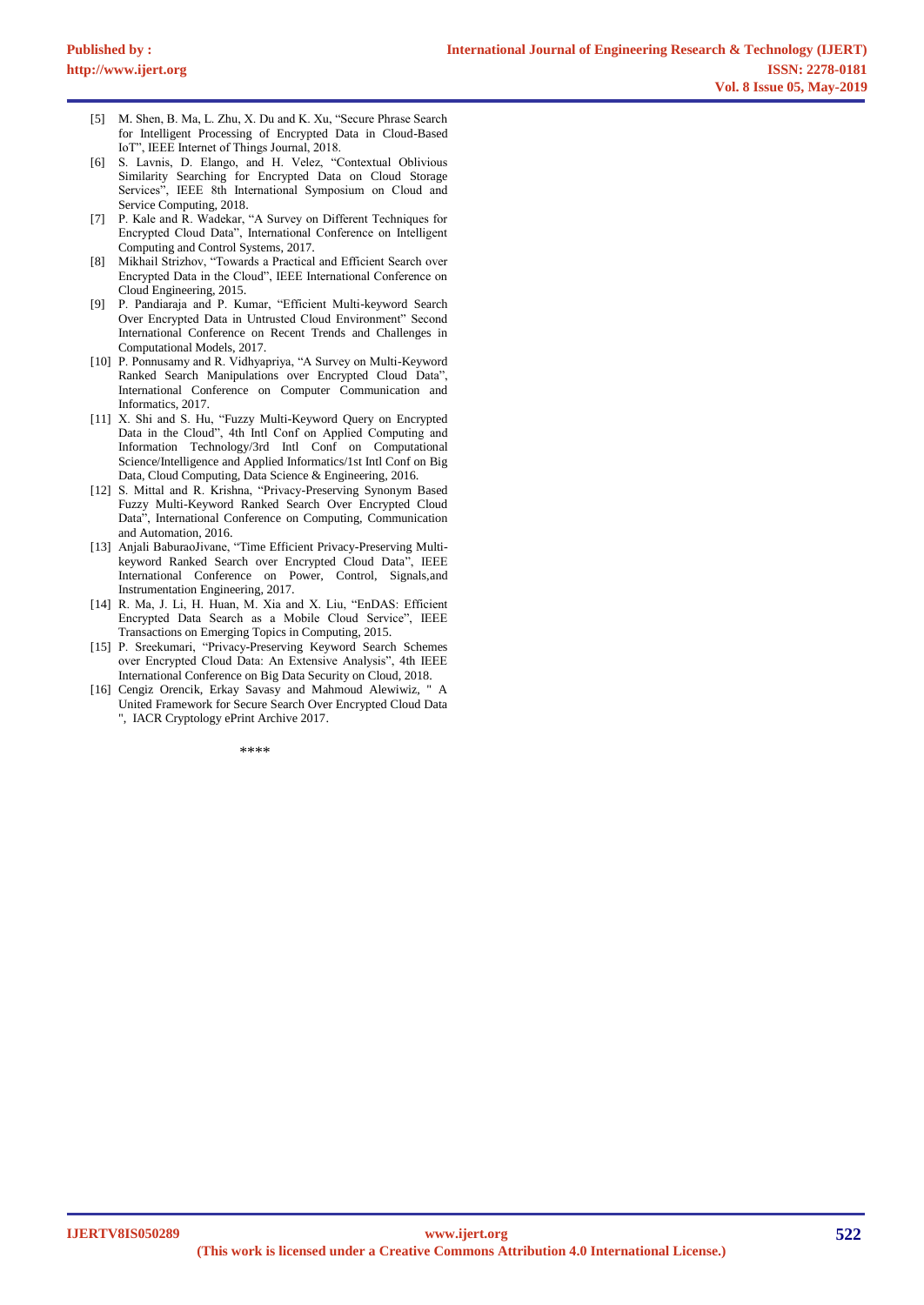[5] M. Shen, B. Ma, L. Zhu, X. Du and K. Xu, "Secure Phrase Search for Intelligent Processing of Encrypted Data in Cloud-Based IoT", IEEE Internet of Things Journal, 2018.

[6] S. Lavnis, D. Elango, and H. Velez, "Contextual Oblivious Similarity Searching for Encrypted Data on Cloud Storage Services", IEEE 8th International Symposium on Cloud and Service Computing, 2018.

[7] P. Kale and R. Wadekar, "A Survey on Different Techniques for Encrypted Cloud Data", International Conference on Intelligent Computing and Control Systems, 2017.

[8] Mikhail Strizhov, "Towards a Practical and Efficient Search over Encrypted Data in the Cloud", IEEE International Conference on Cloud Engineering, 2015.

[9] P. Pandiaraja and P. Kumar, "Efficient Multi-keyword Search Over Encrypted Data in Untrusted Cloud Environment" Second International Conference on Recent Trends and Challenges in Computational Models, 2017.

[10] P. Ponnusamy and R. Vidhyapriya, "A Survey on Multi-Keyword Ranked Search Manipulations over Encrypted Cloud Data", International Conference on Computer Communication and Informatics, 2017.

[11] X. Shi and S. Hu, "Fuzzy Multi-Keyword Query on Encrypted Data in the Cloud", 4th Intl Conf on Applied Computing and Information Technology/3rd Intl Conf on Computational Science/Intelligence and Applied Informatics/1st Intl Conf on Big Data, Cloud Computing, Data Science & Engineering, 2016.

[12] S. Mittal and R. Krishna, "Privacy-Preserving Synonym Based Fuzzy Multi-Keyword Ranked Search Over Encrypted Cloud Data", International Conference on Computing, Communication and Automation, 2016.

[13] Anjali BaburaoJivane, "Time Efficient Privacy-Preserving Multi-keyword Ranked Search over Encrypted Cloud Data", IEEE International Conference on Power, Control, Signals,and Instrumentation Engineering, 2017.

[14] R. Ma, J. Li, H. Huan, M. Xia and X. Liu, "EnDAS: Efficient Encrypted Data Search as a Mobile Cloud Service", IEEE Transactions on Emerging Topics in Computing, 2015.

[15] P. Sreekumari, "Privacy-Preserving Keyword Search Schemes over Encrypted Cloud Data: An Extensive Analysis", 4th IEEE International Conference on Big Data Security on Cloud, 2018.

[16] Cengiz Orencik, Erkay Savasy and Mahmoud Alewiwiz, " A United Framework for Secure Search Over Encrypted Cloud Data ", IACR Cryptology ePrint Archive 2017.

****